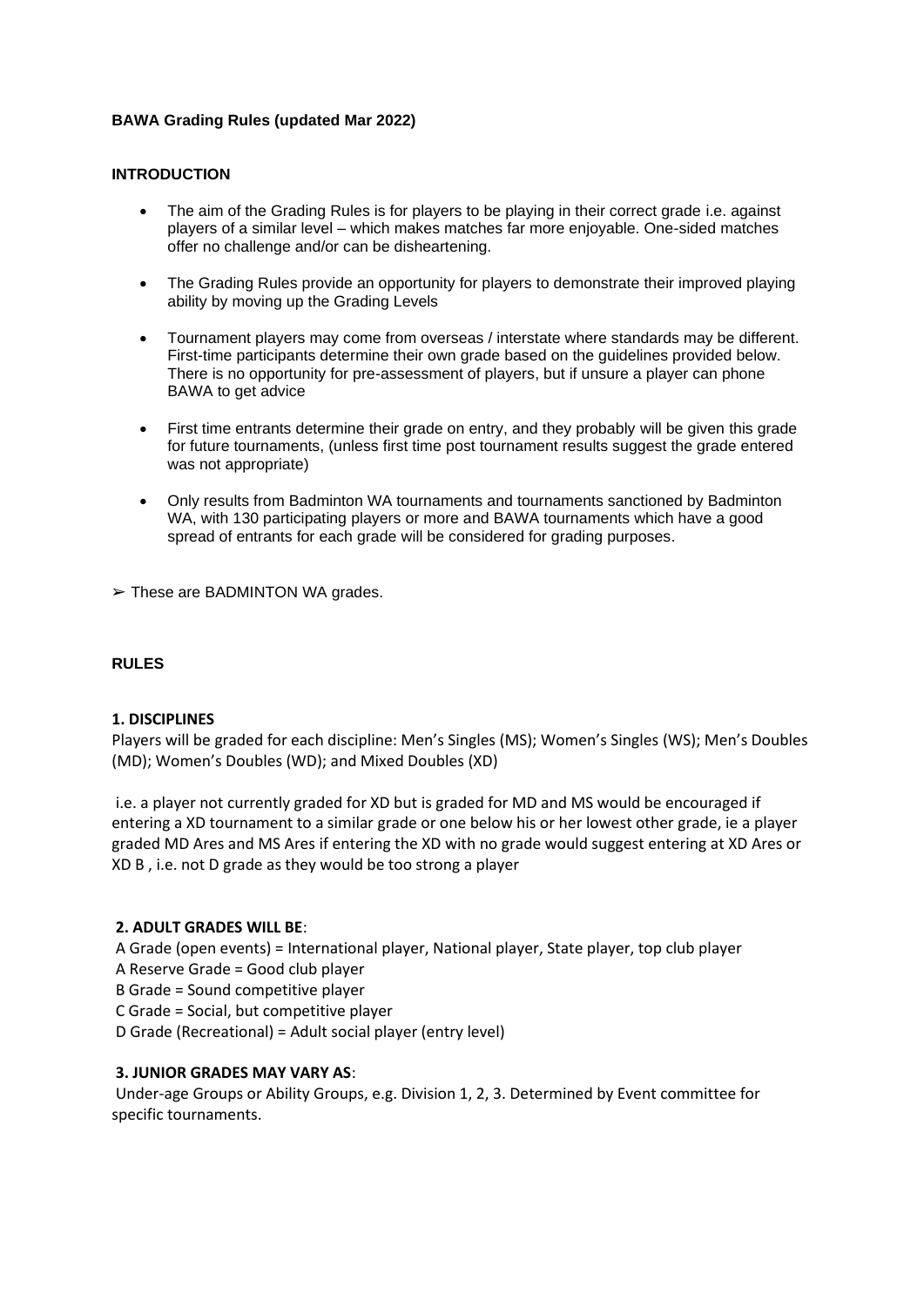**BAWA Grading Rules (updated Mar 2022)**

**INTRODUCTION**

- The aim of the Grading Rules is for players to be playing in their correct grade i.e. against players of a similar level – which makes matches far more enjoyable. One-sided matches offer no challenge and/or can be disheartening.
- The Grading Rules provide an opportunity for players to demonstrate their improved playing ability by moving up the Grading Levels
- Tournament players may come from overseas / interstate where standards may be different. First-time participants determine their own grade based on the guidelines provided below. There is no opportunity for pre-assessment of players, but if unsure a player can phone BAWA to get advice
- First time entrants determine their grade on entry, and they probably will be given this grade for future tournaments, (unless first time post tournament results suggest the grade entered was not appropriate)
- Only results from Badminton WA tournaments and tournaments sanctioned by Badminton WA, with 130 participating players or more and BAWA tournaments which have a good spread of entrants for each grade will be considered for grading purposes.

➢ These are BADMINTON WA grades.

**RULES**

**1. DISCIPLINES**

Players will be graded for each discipline: Men's Singles (MS); Women's Singles (WS); Men's Doubles (MD); Women's Doubles (WD); and Mixed Doubles (XD)

i.e. a player not currently graded for XD but is graded for MD and MS would be encouraged if entering a XD tournament to a similar grade or one below his or her lowest other grade, ie a player graded MD Ares and MS Ares if entering the XD with no grade would suggest entering at XD Ares or XD B , i.e. not D grade as they would be too strong a player

**2. ADULT GRADES WILL BE**:

A Grade (open events) = International player, National player, State player, top club player
A Reserve Grade = Good club player
B Grade = Sound competitive player
C Grade = Social, but competitive player
D Grade (Recreational) = Adult social player (entry level)

**3. JUNIOR GRADES MAY VARY AS**:

Under-age Groups or Ability Groups, e.g. Division 1, 2, 3. Determined by Event committee for specific tournaments.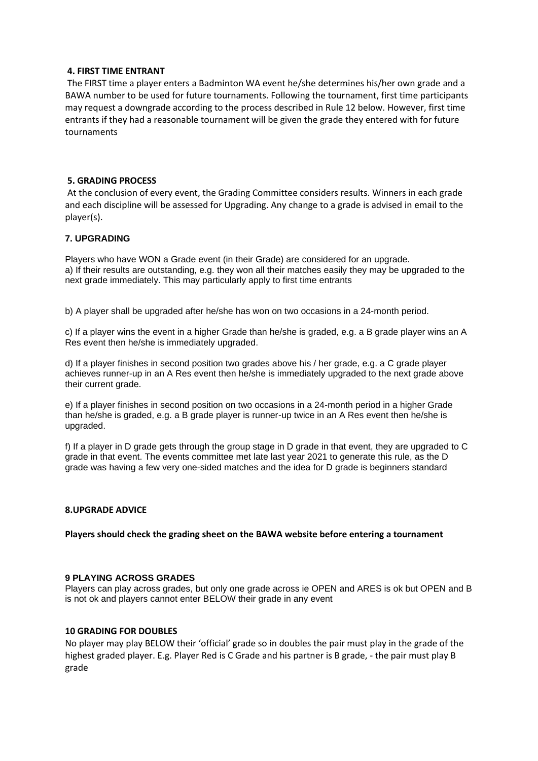## 4. FIRST TIME ENTRANT

The FIRST time a player enters a Badminton WA event he/she determines his/her own grade and a BAWA number to be used for future tournaments. Following the tournament, first time participants may request a downgrade according to the process described in Rule 12 below. However, first time entrants if they had a reasonable tournament will be given the grade they entered with for future tournaments

## 5. GRADING PROCESS

At the conclusion of every event, the Grading Committee considers results. Winners in each grade and each discipline will be assessed for Upgrading. Any change to a grade is advised in email to the player(s).

## 7. UPGRADING

Players who have WON a Grade event (in their Grade) are considered for an upgrade.

a) If their results are outstanding, e.g. they won all their matches easily they may be upgraded to the next grade immediately. This may particularly apply to first time entrants

b) A player shall be upgraded after he/she has won on two occasions in a 24-month period.

c) If a player wins the event in a higher Grade than he/she is graded, e.g. a B grade player wins an A Res event then he/she is immediately upgraded.

d) If a player finishes in second position two grades above his / her grade, e.g. a C grade player achieves runner-up in an A Res event then he/she is immediately upgraded to the next grade above their current grade.

e) If a player finishes in second position on two occasions in a 24-month period in a higher Grade than he/she is graded, e.g. a B grade player is runner-up twice in an A Res event then he/she is upgraded.

f) If a player in D grade gets through the group stage in D grade in that event, they are upgraded to C grade in that event. The events committee met late last year 2021 to generate this rule, as the D grade was having a few very one-sided matches and the idea for D grade is beginners standard

## 8.UPGRADE ADVICE

**Players should check the grading sheet on the BAWA website before entering a tournament**

## 9 PLAYING ACROSS GRADES

Players can play across grades, but only one grade across ie OPEN and ARES is ok but OPEN and B is not ok and players cannot enter BELOW their grade in any event

## 10 GRADING FOR DOUBLES

No player may play BELOW their 'official' grade so in doubles the pair must play in the grade of the highest graded player. E.g. Player Red is C Grade and his partner is B grade, - the pair must play B grade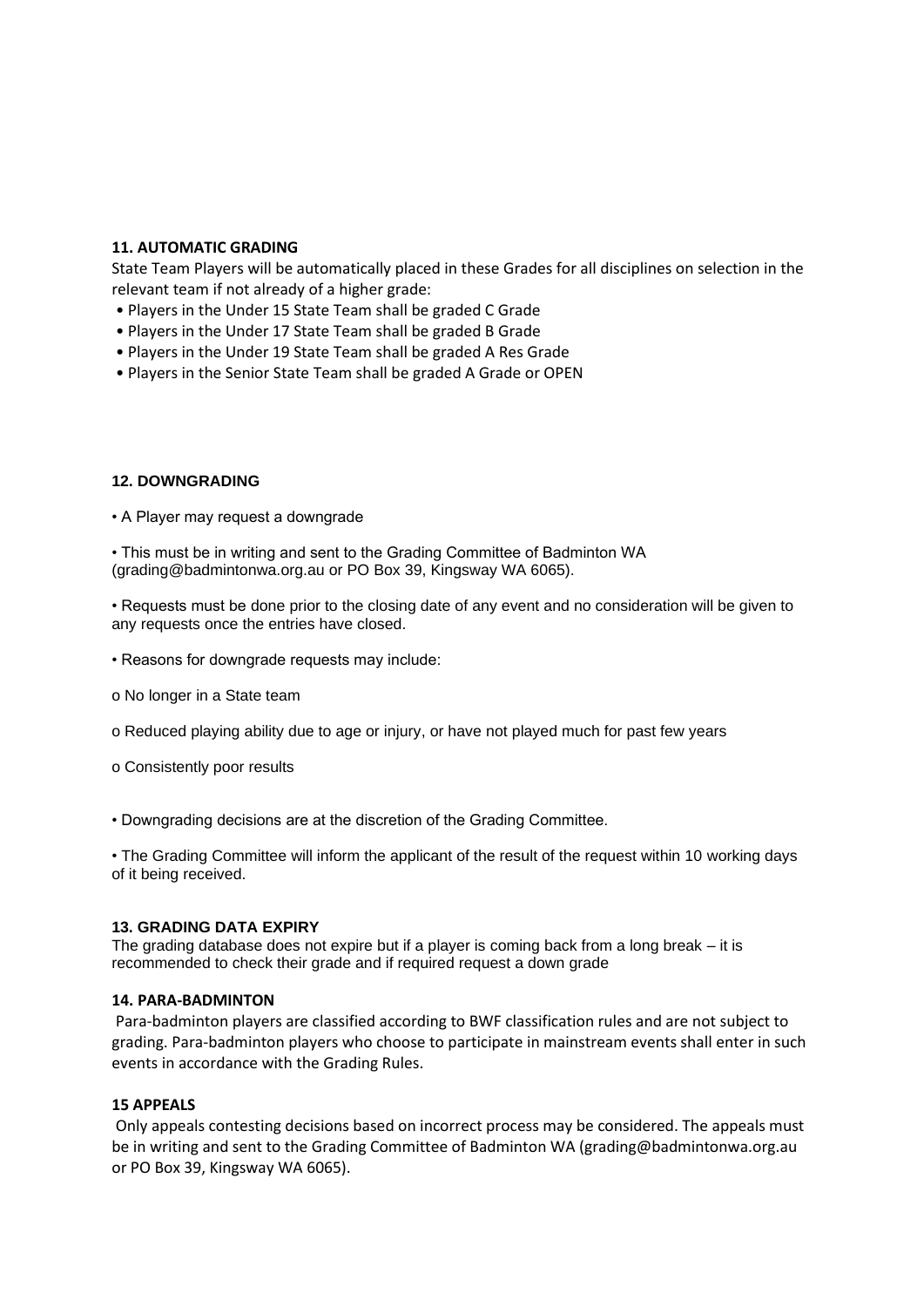## 11. AUTOMATIC GRADING

State Team Players will be automatically placed in these Grades for all disciplines on selection in the relevant team if not already of a higher grade:

- Players in the Under 15 State Team shall be graded C Grade
- Players in the Under 17 State Team shall be graded B Grade
- Players in the Under 19 State Team shall be graded A Res Grade
- Players in the Senior State Team shall be graded A Grade or OPEN

## 12. DOWNGRADING

- A Player may request a downgrade
- This must be in writing and sent to the Grading Committee of Badminton WA (grading@badmintonwa.org.au or PO Box 39, Kingsway WA 6065).
- Requests must be done prior to the closing date of any event and no consideration will be given to any requests once the entries have closed.
- Reasons for downgrade requests may include:
  - No longer in a State team
  - Reduced playing ability due to age or injury, or have not played much for past few years
  - Consistently poor results
- Downgrading decisions are at the discretion of the Grading Committee.
- The Grading Committee will inform the applicant of the result of the request within 10 working days of it being received.

## 13. GRADING DATA EXPIRY

The grading database does not expire but if a player is coming back from a long break – it is recommended to check their grade and if required request a down grade

## 14. PARA-BADMINTON

Para-badminton players are classified according to BWF classification rules and are not subject to grading. Para-badminton players who choose to participate in mainstream events shall enter in such events in accordance with the Grading Rules.

## 15 APPEALS

Only appeals contesting decisions based on incorrect process may be considered. The appeals must be in writing and sent to the Grading Committee of Badminton WA (grading@badmintonwa.org.au or PO Box 39, Kingsway WA 6065).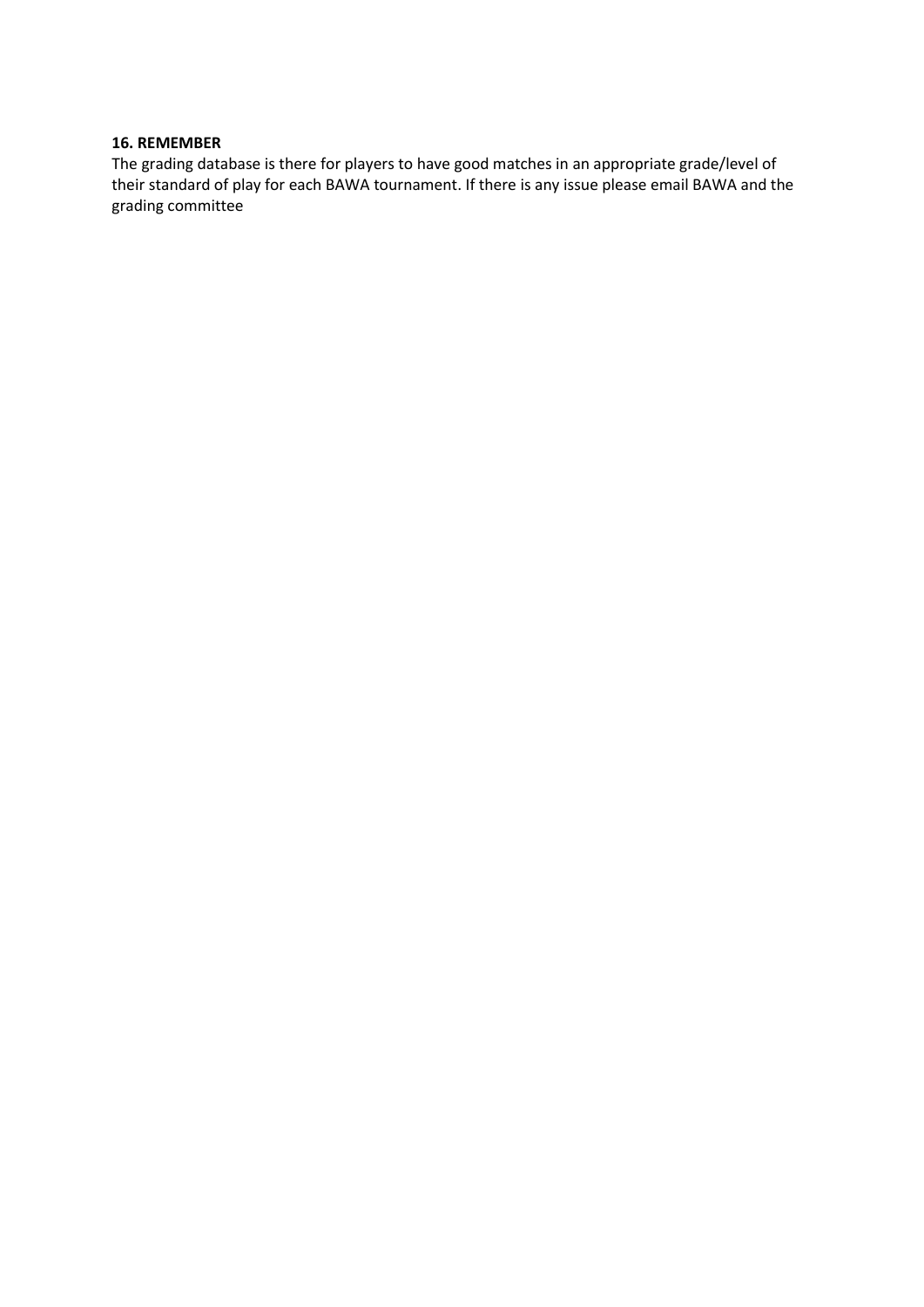**16. REMEMBER**

The grading database is there for players to have good matches in an appropriate grade/level of their standard of play for each BAWA tournament. If there is any issue please email BAWA and the grading committee